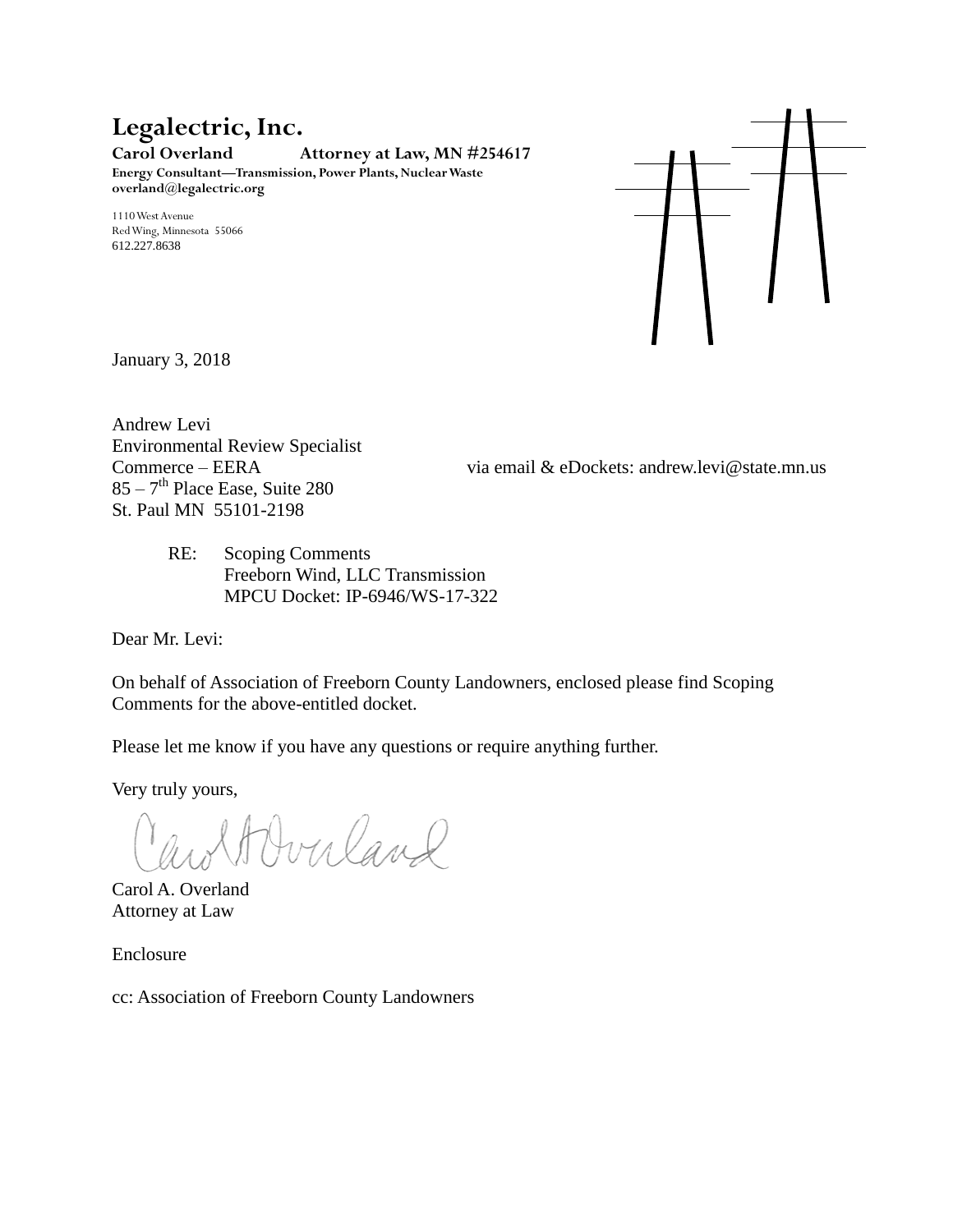# Legalectric, Inc.

**Carol Overland Attorney at Law, MN #254617**

**Energy Consultant—Transmission, Power Plants, Nuclear Waste**
**overland@legalectric.org**

1110 West Avenue
Red Wing, Minnesota 55066
612.227.8638

January 3, 2018

Andrew Levi
Environmental Review Specialist
Commerce – EERA via email & eDockets: andrew.levi@state.mn.us
85 – 7th Place Ease, Suite 280
St. Paul MN 55101-2198

RE: Scoping Comments
Freeborn Wind, LLC Transmission
MPCU Docket: IP-6946/WS-17-322

Dear Mr. Levi:

On behalf of Association of Freeborn County Landowners, enclosed please find Scoping Comments for the above-entitled docket.

Please let me know if you have any questions or require anything further.

Very truly yours,

Carol A. Overland
Attorney at Law

Enclosure

cc: Association of Freeborn County Landowners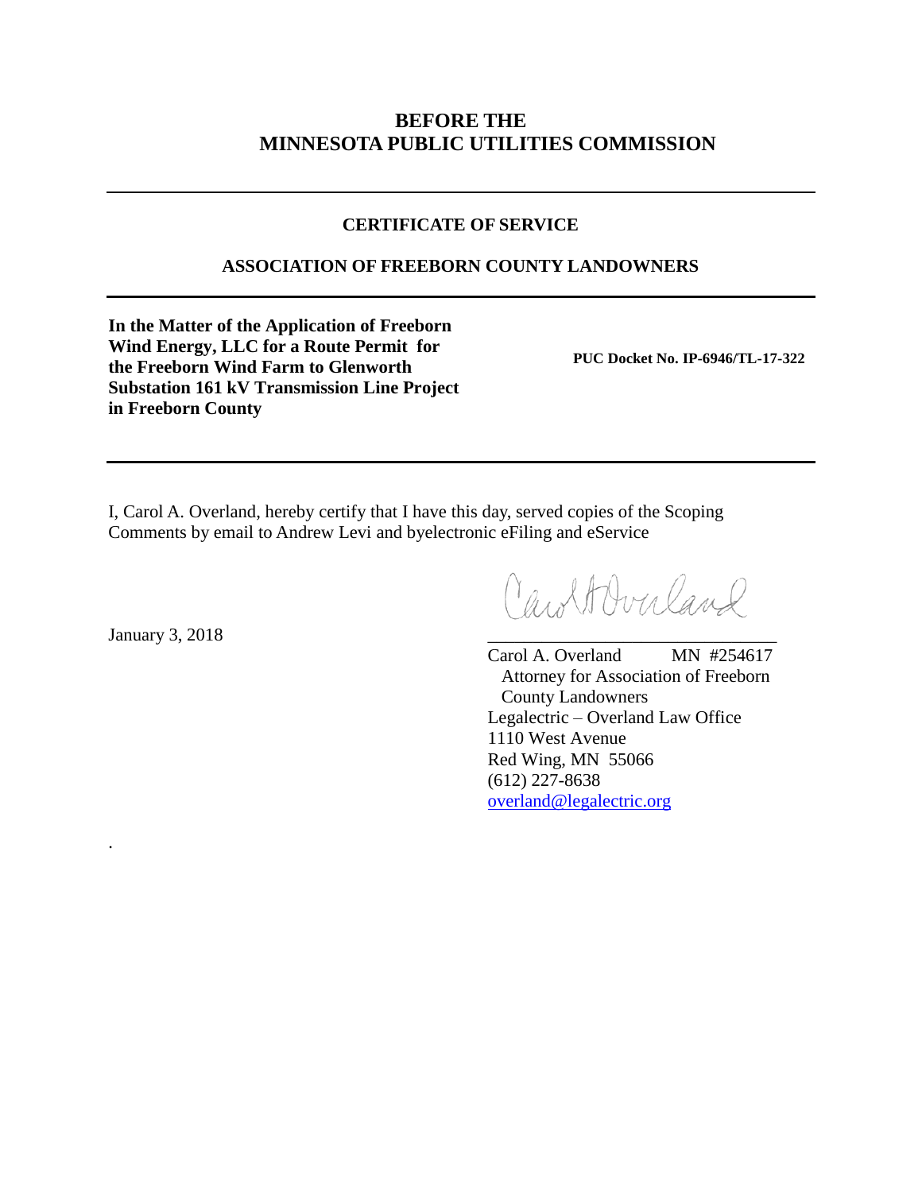# BEFORE THE
# MINNESOTA PUBLIC UTILITIES COMMISSION

---

## CERTIFICATE OF SERVICE

## ASSOCIATION OF FREEBORN COUNTY LANDOWNERS

---

| | |
|---|---|
| **In the Matter of the Application of Freeborn Wind Energy, LLC for a Route Permit for the Freeborn Wind Farm to Glenworth Substation 161 kV Transmission Line Project in Freeborn County** | **PUC Docket No. IP-6946/TL-17-322** |

---

I, Carol A. Overland, hereby certify that I have this day, served copies of the Scoping Comments by email to Andrew Levi and byelectronic eFiling and eService

January 3, 2018

Carol A. Overland

\_\_\_\_\_\_\_\_\_\_\_\_\_\_\_\_\_\_\_\_\_\_\_\_\_\_\_\_\_\_\_\_

Carol A. Overland MN #254617
Attorney for Association of Freeborn County Landowners
Legalectric – Overland Law Office
1110 West Avenue
Red Wing, MN 55066
(612) 227-8638
overland@legalectric.org

.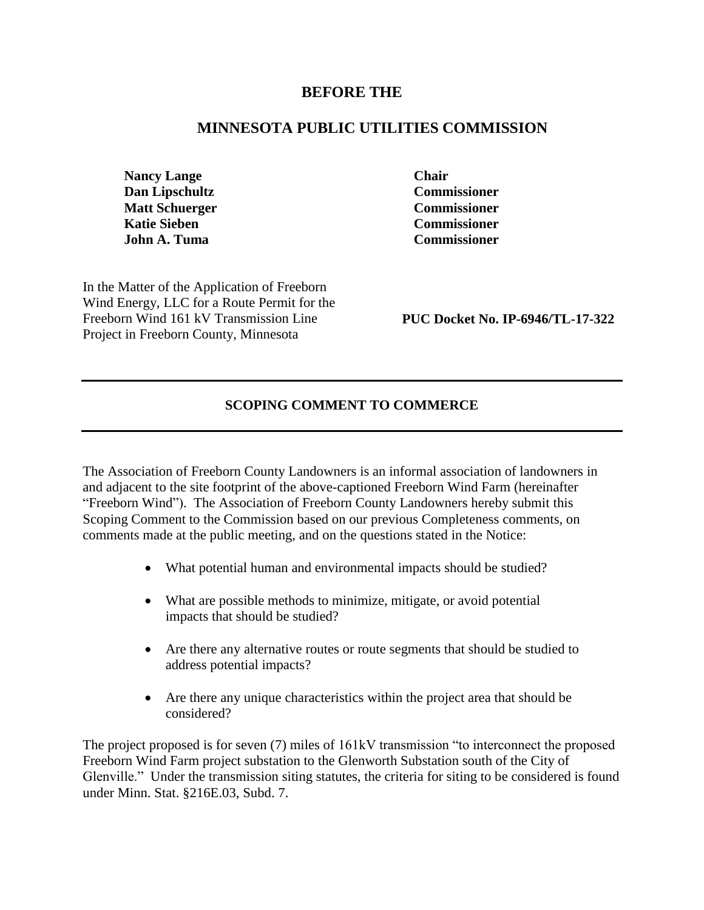# BEFORE THE

# MINNESOTA PUBLIC UTILITIES COMMISSION

| | |
|---|---|
| **Nancy Lange** | **Chair** |
| **Dan Lipschultz** | **Commissioner** |
| **Matt Schuerger** | **Commissioner** |
| **Katie Sieben** | **Commissioner** |
| **John A. Tuma** | **Commissioner** |

In the Matter of the Application of Freeborn Wind Energy, LLC for a Route Permit for the Freeborn Wind 161 kV Transmission Line Project in Freeborn County, Minnesota

**PUC Docket No. IP-6946/TL-17-322**

---

## SCOPING COMMENT TO COMMERCE

---

The Association of Freeborn County Landowners is an informal association of landowners in and adjacent to the site footprint of the above-captioned Freeborn Wind Farm (hereinafter "Freeborn Wind"). The Association of Freeborn County Landowners hereby submit this Scoping Comment to the Commission based on our previous Completeness comments, on comments made at the public meeting, and on the questions stated in the Notice:

- What potential human and environmental impacts should be studied?
- What are possible methods to minimize, mitigate, or avoid potential impacts that should be studied?
- Are there any alternative routes or route segments that should be studied to address potential impacts?
- Are there any unique characteristics within the project area that should be considered?

The project proposed is for seven (7) miles of 161kV transmission "to interconnect the proposed Freeborn Wind Farm project substation to the Glenworth Substation south of the City of Glenville." Under the transmission siting statutes, the criteria for siting to be considered is found under Minn. Stat. §216E.03, Subd. 7.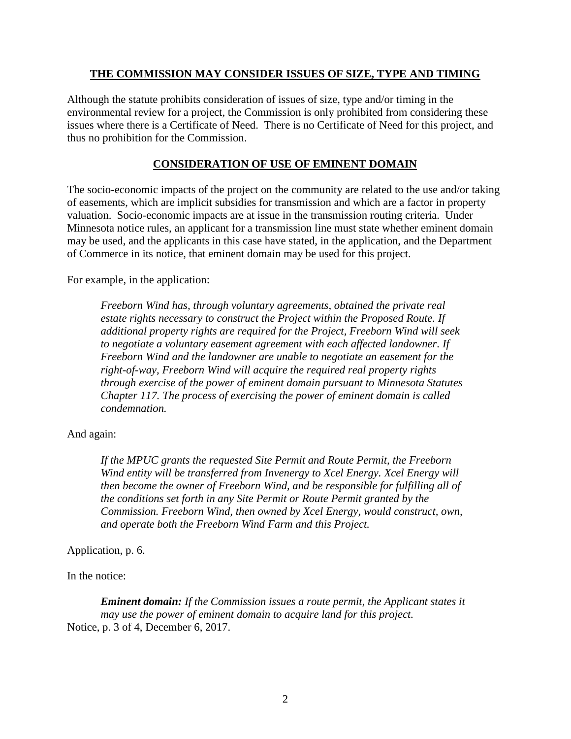## THE COMMISSION MAY CONSIDER ISSUES OF SIZE, TYPE AND TIMING

Although the statute prohibits consideration of issues of size, type and/or timing in the environmental review for a project, the Commission is only prohibited from considering these issues where there is a Certificate of Need. There is no Certificate of Need for this project, and thus no prohibition for the Commission.

## CONSIDERATION OF USE OF EMINENT DOMAIN

The socio-economic impacts of the project on the community are related to the use and/or taking of easements, which are implicit subsidies for transmission and which are a factor in property valuation. Socio-economic impacts are at issue in the transmission routing criteria. Under Minnesota notice rules, an applicant for a transmission line must state whether eminent domain may be used, and the applicants in this case have stated, in the application, and the Department of Commerce in its notice, that eminent domain may be used for this project.

For example, in the application:

> *Freeborn Wind has, through voluntary agreements, obtained the private real estate rights necessary to construct the Project within the Proposed Route. If additional property rights are required for the Project, Freeborn Wind will seek to negotiate a voluntary easement agreement with each affected landowner. If Freeborn Wind and the landowner are unable to negotiate an easement for the right-of-way, Freeborn Wind will acquire the required real property rights through exercise of the power of eminent domain pursuant to Minnesota Statutes Chapter 117. The process of exercising the power of eminent domain is called condemnation.*

And again:

> *If the MPUC grants the requested Site Permit and Route Permit, the Freeborn Wind entity will be transferred from Invenergy to Xcel Energy. Xcel Energy will then become the owner of Freeborn Wind, and be responsible for fulfilling all of the conditions set forth in any Site Permit or Route Permit granted by the Commission. Freeborn Wind, then owned by Xcel Energy, would construct, own, and operate both the Freeborn Wind Farm and this Project.*

Application, p. 6.

In the notice:

> ***Eminent domain:*** *If the Commission issues a route permit, the Applicant states it may use the power of eminent domain to acquire land for this project.*

Notice, p. 3 of 4, December 6, 2017.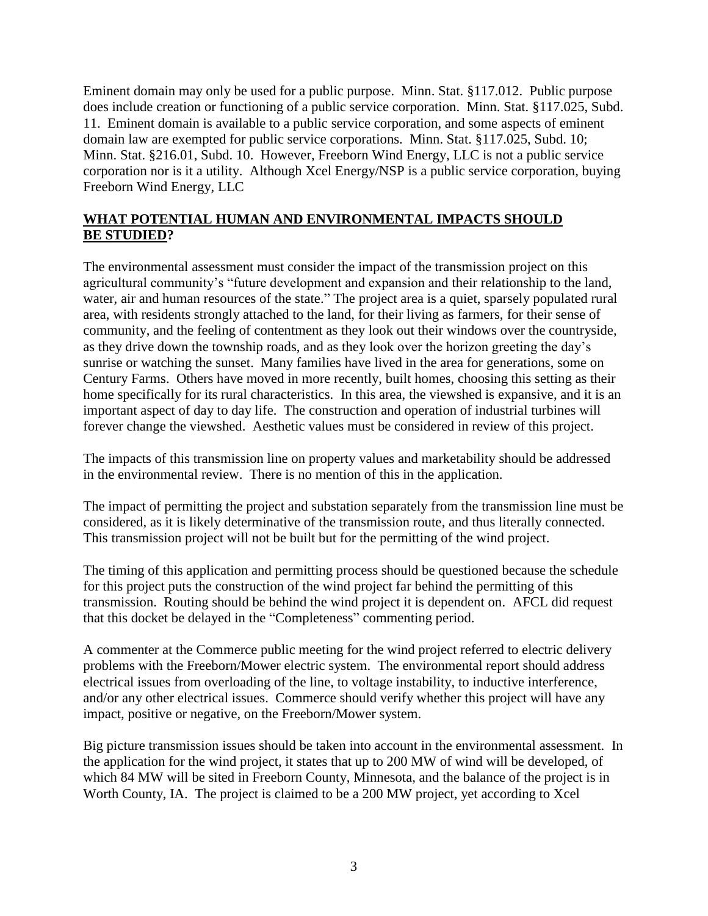Eminent domain may only be used for a public purpose. Minn. Stat. §117.012. Public purpose does include creation or functioning of a public service corporation. Minn. Stat. §117.025, Subd. 11. Eminent domain is available to a public service corporation, and some aspects of eminent domain law are exempted for public service corporations. Minn. Stat. §117.025, Subd. 10; Minn. Stat. §216.01, Subd. 10. However, Freeborn Wind Energy, LLC is not a public service corporation nor is it a utility. Although Xcel Energy/NSP is a public service corporation, buying Freeborn Wind Energy, LLC

**<u>WHAT POTENTIAL HUMAN AND ENVIRONMENTAL IMPACTS SHOULD BE STUDIED</u>?**

The environmental assessment must consider the impact of the transmission project on this agricultural community's "future development and expansion and their relationship to the land, water, air and human resources of the state." The project area is a quiet, sparsely populated rural area, with residents strongly attached to the land, for their living as farmers, for their sense of community, and the feeling of contentment as they look out their windows over the countryside, as they drive down the township roads, and as they look over the horizon greeting the day's sunrise or watching the sunset. Many families have lived in the area for generations, some on Century Farms. Others have moved in more recently, built homes, choosing this setting as their home specifically for its rural characteristics. In this area, the viewshed is expansive, and it is an important aspect of day to day life. The construction and operation of industrial turbines will forever change the viewshed. Aesthetic values must be considered in review of this project.

The impacts of this transmission line on property values and marketability should be addressed in the environmental review. There is no mention of this in the application.

The impact of permitting the project and substation separately from the transmission line must be considered, as it is likely determinative of the transmission route, and thus literally connected. This transmission project will not be built but for the permitting of the wind project.

The timing of this application and permitting process should be questioned because the schedule for this project puts the construction of the wind project far behind the permitting of this transmission. Routing should be behind the wind project it is dependent on. AFCL did request that this docket be delayed in the "Completeness" commenting period.

A commenter at the Commerce public meeting for the wind project referred to electric delivery problems with the Freeborn/Mower electric system. The environmental report should address electrical issues from overloading of the line, to voltage instability, to inductive interference, and/or any other electrical issues. Commerce should verify whether this project will have any impact, positive or negative, on the Freeborn/Mower system.

Big picture transmission issues should be taken into account in the environmental assessment. In the application for the wind project, it states that up to 200 MW of wind will be developed, of which 84 MW will be sited in Freeborn County, Minnesota, and the balance of the project is in Worth County, IA. The project is claimed to be a 200 MW project, yet according to Xcel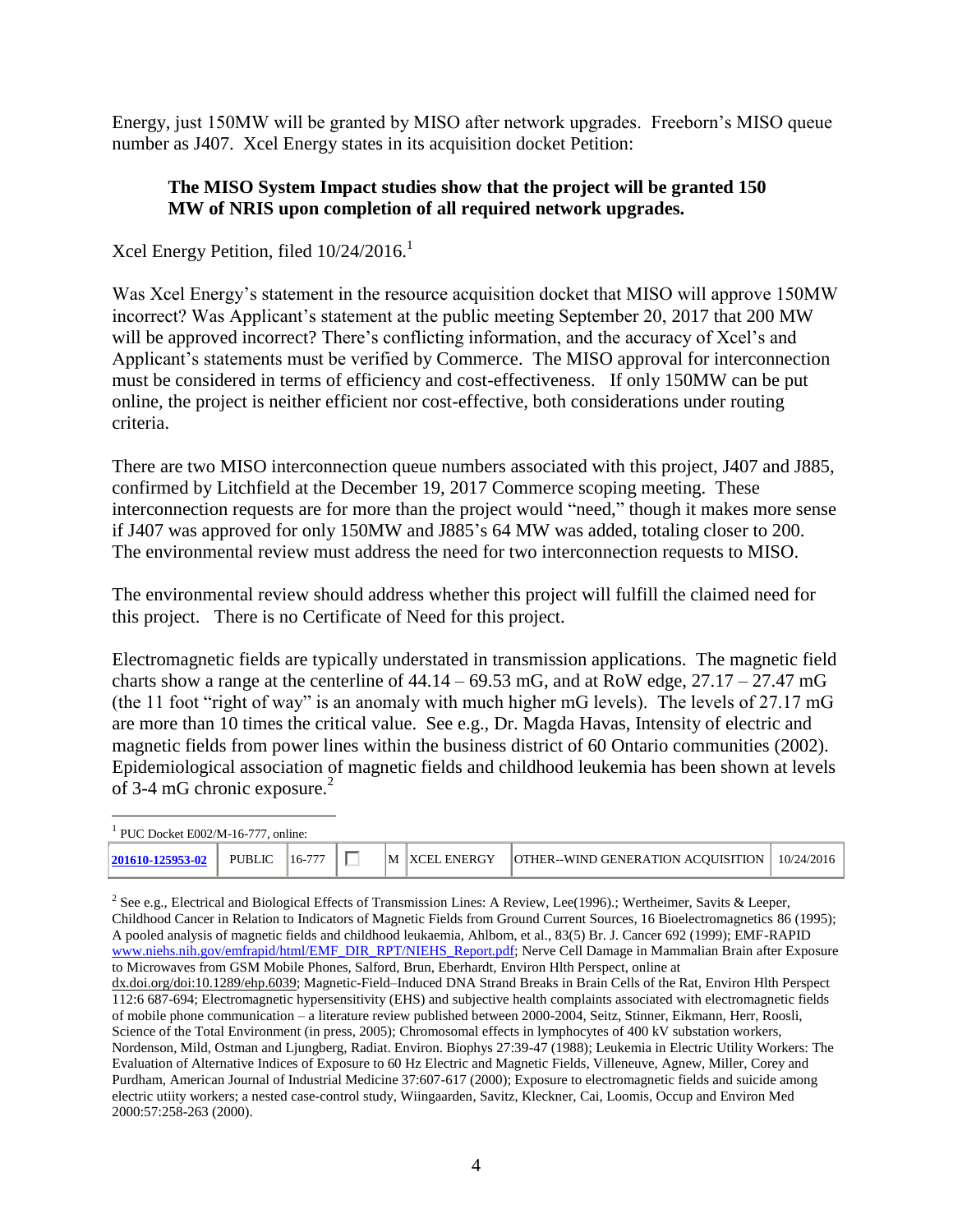Energy, just 150MW will be granted by MISO after network upgrades. Freeborn's MISO queue number as J407. Xcel Energy states in its acquisition docket Petition:

> **The MISO System Impact studies show that the project will be granted 150 MW of NRIS upon completion of all required network upgrades.**

Xcel Energy Petition, filed 10/24/2016.[1]

Was Xcel Energy's statement in the resource acquisition docket that MISO will approve 150MW incorrect? Was Applicant's statement at the public meeting September 20, 2017 that 200 MW will be approved incorrect? There's conflicting information, and the accuracy of Xcel's and Applicant's statements must be verified by Commerce. The MISO approval for interconnection must be considered in terms of efficiency and cost-effectiveness. If only 150MW can be put online, the project is neither efficient nor cost-effective, both considerations under routing criteria.

There are two MISO interconnection queue numbers associated with this project, J407 and J885, confirmed by Litchfield at the December 19, 2017 Commerce scoping meeting. These interconnection requests are for more than the project would "need," though it makes more sense if J407 was approved for only 150MW and J885's 64 MW was added, totaling closer to 200. The environmental review must address the need for two interconnection requests to MISO.

The environmental review should address whether this project will fulfill the claimed need for this project. There is no Certificate of Need for this project.

Electromagnetic fields are typically understated in transmission applications. The magnetic field charts show a range at the centerline of 44.14 – 69.53 mG, and at RoW edge, 27.17 – 27.47 mG (the 11 foot "right of way" is an anomaly with much higher mG levels). The levels of 27.17 mG are more than 10 times the critical value. See e.g., Dr. Magda Havas, Intensity of electric and magnetic fields from power lines within the business district of 60 Ontario communities (2002). Epidemiological association of magnetic fields and childhood leukemia has been shown at levels of 3-4 mG chronic exposure.[2]

---

[1] PUC Docket E002/M-16-777, online:

| | | | | | | | |
|---|---|---|---|---|---|---|---|
| 201610-125953-02 | PUBLIC | 16-777 | ☐ | M | XCEL ENERGY | OTHER--WIND GENERATION ACQUISITION | 10/24/2016 |

[2] See e.g., Electrical and Biological Effects of Transmission Lines: A Review, Lee(1996).; Wertheimer, Savits & Leeper, Childhood Cancer in Relation to Indicators of Magnetic Fields from Ground Current Sources, 16 Bioelectromagnetics 86 (1995); A pooled analysis of magnetic fields and childhood leukaemia, Ahlbom, et al., 83(5) Br. J. Cancer 692 (1999); EMF-RAPID www.niehs.nih.gov/emfrapid/html/EMF_DIR_RPT/NIEHS_Report.pdf; Nerve Cell Damage in Mammalian Brain after Exposure to Microwaves from GSM Mobile Phones, Salford, Brun, Eberhardt, Environ Hlth Perspect, online at dx.doi.org/doi:10.1289/ehp.6039; Magnetic-Field–Induced DNA Strand Breaks in Brain Cells of the Rat, Environ Hlth Perspect 112:6 687-694; Electromagnetic hypersensitivity (EHS) and subjective health complaints associated with electromagnetic fields of mobile phone communication – a literature review published between 2000-2004, Seitz, Stinner, Eikmann, Herr, Roosli, Science of the Total Environment (in press, 2005); Chromosomal effects in lymphocytes of 400 kV substation workers, Nordenson, Mild, Ostman and Ljungberg, Radiat. Environ. Biophys 27:39-47 (1988); Leukemia in Electric Utility Workers: The Evaluation of Alternative Indices of Exposure to 60 Hz Electric and Magnetic Fields, Villeneuve, Agnew, Miller, Corey and Purdham, American Journal of Industrial Medicine 37:607-617 (2000); Exposure to electromagnetic fields and suicide among electric utiity workers; a nested case-control study, Wiingaarden, Savitz, Kleckner, Cai, Loomis, Occup and Environ Med 2000:57:258-263 (2000).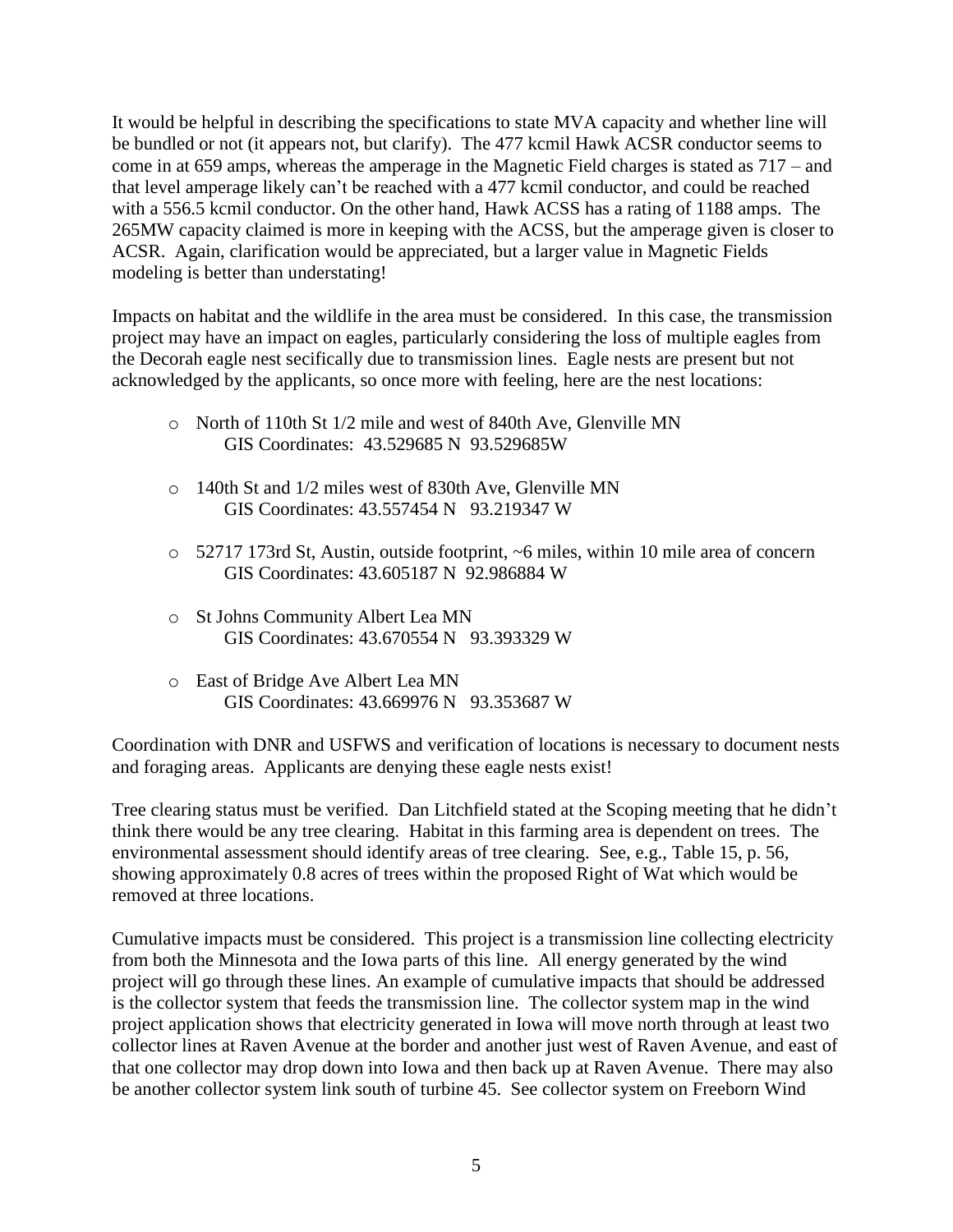It would be helpful in describing the specifications to state MVA capacity and whether line will be bundled or not (it appears not, but clarify). The 477 kcmil Hawk ACSR conductor seems to come in at 659 amps, whereas the amperage in the Magnetic Field charges is stated as 717 – and that level amperage likely can't be reached with a 477 kcmil conductor, and could be reached with a 556.5 kcmil conductor. On the other hand, Hawk ACSS has a rating of 1188 amps. The 265MW capacity claimed is more in keeping with the ACSS, but the amperage given is closer to ACSR. Again, clarification would be appreciated, but a larger value in Magnetic Fields modeling is better than understating!

Impacts on habitat and the wildlife in the area must be considered. In this case, the transmission project may have an impact on eagles, particularly considering the loss of multiple eagles from the Decorah eagle nest secifically due to transmission lines. Eagle nests are present but not acknowledged by the applicants, so once more with feeling, here are the nest locations:

- North of 110th St 1/2 mile and west of 840th Ave, Glenville MN
  GIS Coordinates: 43.529685 N 93.529685W
- 140th St and 1/2 miles west of 830th Ave, Glenville MN
  GIS Coordinates: 43.557454 N 93.219347 W
- 52717 173rd St, Austin, outside footprint, ~6 miles, within 10 mile area of concern
  GIS Coordinates: 43.605187 N 92.986884 W
- St Johns Community Albert Lea MN
  GIS Coordinates: 43.670554 N 93.393329 W
- East of Bridge Ave Albert Lea MN
  GIS Coordinates: 43.669976 N 93.353687 W

Coordination with DNR and USFWS and verification of locations is necessary to document nests and foraging areas. Applicants are denying these eagle nests exist!

Tree clearing status must be verified. Dan Litchfield stated at the Scoping meeting that he didn't think there would be any tree clearing. Habitat in this farming area is dependent on trees. The environmental assessment should identify areas of tree clearing. See, e.g., Table 15, p. 56, showing approximately 0.8 acres of trees within the proposed Right of Wat which would be removed at three locations.

Cumulative impacts must be considered. This project is a transmission line collecting electricity from both the Minnesota and the Iowa parts of this line. All energy generated by the wind project will go through these lines. An example of cumulative impacts that should be addressed is the collector system that feeds the transmission line. The collector system map in the wind project application shows that electricity generated in Iowa will move north through at least two collector lines at Raven Avenue at the border and another just west of Raven Avenue, and east of that one collector may drop down into Iowa and then back up at Raven Avenue. There may also be another collector system link south of turbine 45. See collector system on Freeborn Wind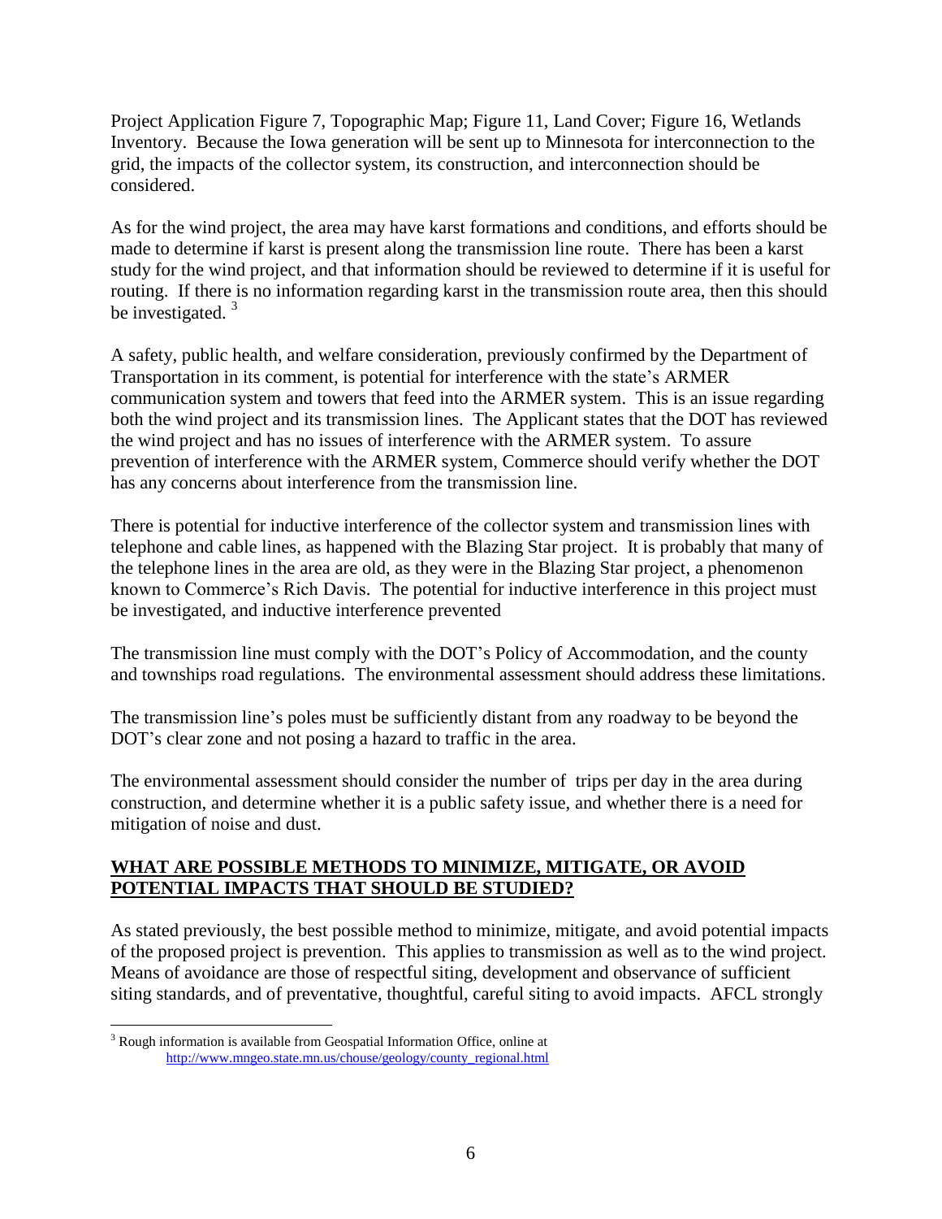Project Application Figure 7, Topographic Map; Figure 11, Land Cover; Figure 16, Wetlands Inventory. Because the Iowa generation will be sent up to Minnesota for interconnection to the grid, the impacts of the collector system, its construction, and interconnection should be considered.

As for the wind project, the area may have karst formations and conditions, and efforts should be made to determine if karst is present along the transmission line route. There has been a karst study for the wind project, and that information should be reviewed to determine if it is useful for routing. If there is no information regarding karst in the transmission route area, then this should be investigated. [3]

A safety, public health, and welfare consideration, previously confirmed by the Department of Transportation in its comment, is potential for interference with the state's ARMER communication system and towers that feed into the ARMER system. This is an issue regarding both the wind project and its transmission lines. The Applicant states that the DOT has reviewed the wind project and has no issues of interference with the ARMER system. To assure prevention of interference with the ARMER system, Commerce should verify whether the DOT has any concerns about interference from the transmission line.

There is potential for inductive interference of the collector system and transmission lines with telephone and cable lines, as happened with the Blazing Star project. It is probably that many of the telephone lines in the area are old, as they were in the Blazing Star project, a phenomenon known to Commerce's Rich Davis. The potential for inductive interference in this project must be investigated, and inductive interference prevented

The transmission line must comply with the DOT's Policy of Accommodation, and the county and townships road regulations. The environmental assessment should address these limitations.

The transmission line's poles must be sufficiently distant from any roadway to be beyond the DOT's clear zone and not posing a hazard to traffic in the area.

The environmental assessment should consider the number of trips per day in the area during construction, and determine whether it is a public safety issue, and whether there is a need for mitigation of noise and dust.

**WHAT ARE POSSIBLE METHODS TO MINIMIZE, MITIGATE, OR AVOID POTENTIAL IMPACTS THAT SHOULD BE STUDIED?**

As stated previously, the best possible method to minimize, mitigate, and avoid potential impacts of the proposed project is prevention. This applies to transmission as well as to the wind project. Means of avoidance are those of respectful siting, development and observance of sufficient siting standards, and of preventative, thoughtful, careful siting to avoid impacts. AFCL strongly

[3] Rough information is available from Geospatial Information Office, online at http://www.mngeo.state.mn.us/chouse/geology/county_regional.html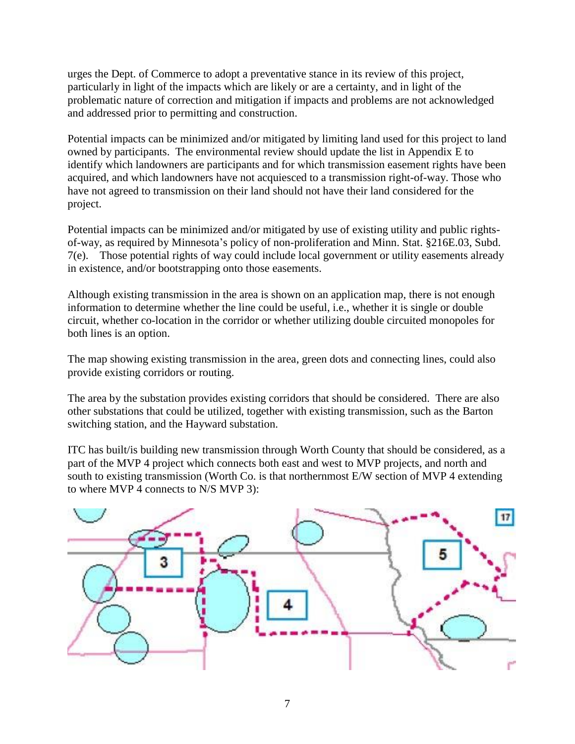urges the Dept. of Commerce to adopt a preventative stance in its review of this project, particularly in light of the impacts which are likely or are a certainty, and in light of the problematic nature of correction and mitigation if impacts and problems are not acknowledged and addressed prior to permitting and construction.

Potential impacts can be minimized and/or mitigated by limiting land used for this project to land owned by participants. The environmental review should update the list in Appendix E to identify which landowners are participants and for which transmission easement rights have been acquired, and which landowners have not acquiesced to a transmission right-of-way. Those who have not agreed to transmission on their land should not have their land considered for the project.

Potential impacts can be minimized and/or mitigated by use of existing utility and public rights-of-way, as required by Minnesota's policy of non-proliferation and Minn. Stat. §216E.03, Subd. 7(e). Those potential rights of way could include local government or utility easements already in existence, and/or bootstrapping onto those easements.

Although existing transmission in the area is shown on an application map, there is not enough information to determine whether the line could be useful, i.e., whether it is single or double circuit, whether co-location in the corridor or whether utilizing double circuited monopoles for both lines is an option.

The map showing existing transmission in the area, green dots and connecting lines, could also provide existing corridors or routing.

The area by the substation provides existing corridors that should be considered. There are also other substations that could be utilized, together with existing transmission, such as the Barton switching station, and the Hayward substation.

ITC has built/is building new transmission through Worth County that should be considered, as a part of the MVP 4 project which connects both east and west to MVP projects, and north and south to existing transmission (Worth Co. is that northernmost E/W section of MVP 4 extending to where MVP 4 connects to N/S MVP 3):

3

4

5

17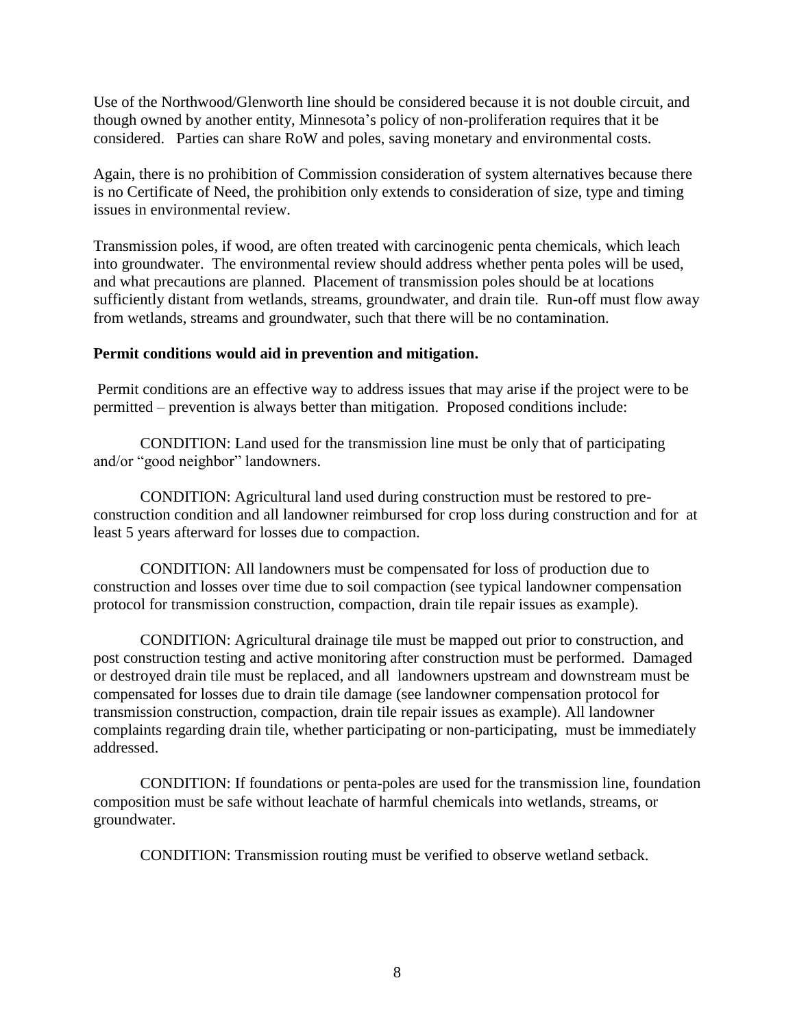Use of the Northwood/Glenworth line should be considered because it is not double circuit, and though owned by another entity, Minnesota's policy of non-proliferation requires that it be considered. Parties can share RoW and poles, saving monetary and environmental costs.

Again, there is no prohibition of Commission consideration of system alternatives because there is no Certificate of Need, the prohibition only extends to consideration of size, type and timing issues in environmental review.

Transmission poles, if wood, are often treated with carcinogenic penta chemicals, which leach into groundwater. The environmental review should address whether penta poles will be used, and what precautions are planned. Placement of transmission poles should be at locations sufficiently distant from wetlands, streams, groundwater, and drain tile. Run-off must flow away from wetlands, streams and groundwater, such that there will be no contamination.

**Permit conditions would aid in prevention and mitigation.**

Permit conditions are an effective way to address issues that may arise if the project were to be permitted – prevention is always better than mitigation. Proposed conditions include:

CONDITION: Land used for the transmission line must be only that of participating and/or "good neighbor" landowners.

CONDITION: Agricultural land used during construction must be restored to pre-construction condition and all landowner reimbursed for crop loss during construction and for at least 5 years afterward for losses due to compaction.

CONDITION: All landowners must be compensated for loss of production due to construction and losses over time due to soil compaction (see typical landowner compensation protocol for transmission construction, compaction, drain tile repair issues as example).

CONDITION: Agricultural drainage tile must be mapped out prior to construction, and post construction testing and active monitoring after construction must be performed. Damaged or destroyed drain tile must be replaced, and all landowners upstream and downstream must be compensated for losses due to drain tile damage (see landowner compensation protocol for transmission construction, compaction, drain tile repair issues as example). All landowner complaints regarding drain tile, whether participating or non-participating, must be immediately addressed.

CONDITION: If foundations or penta-poles are used for the transmission line, foundation composition must be safe without leachate of harmful chemicals into wetlands, streams, or groundwater.

CONDITION: Transmission routing must be verified to observe wetland setback.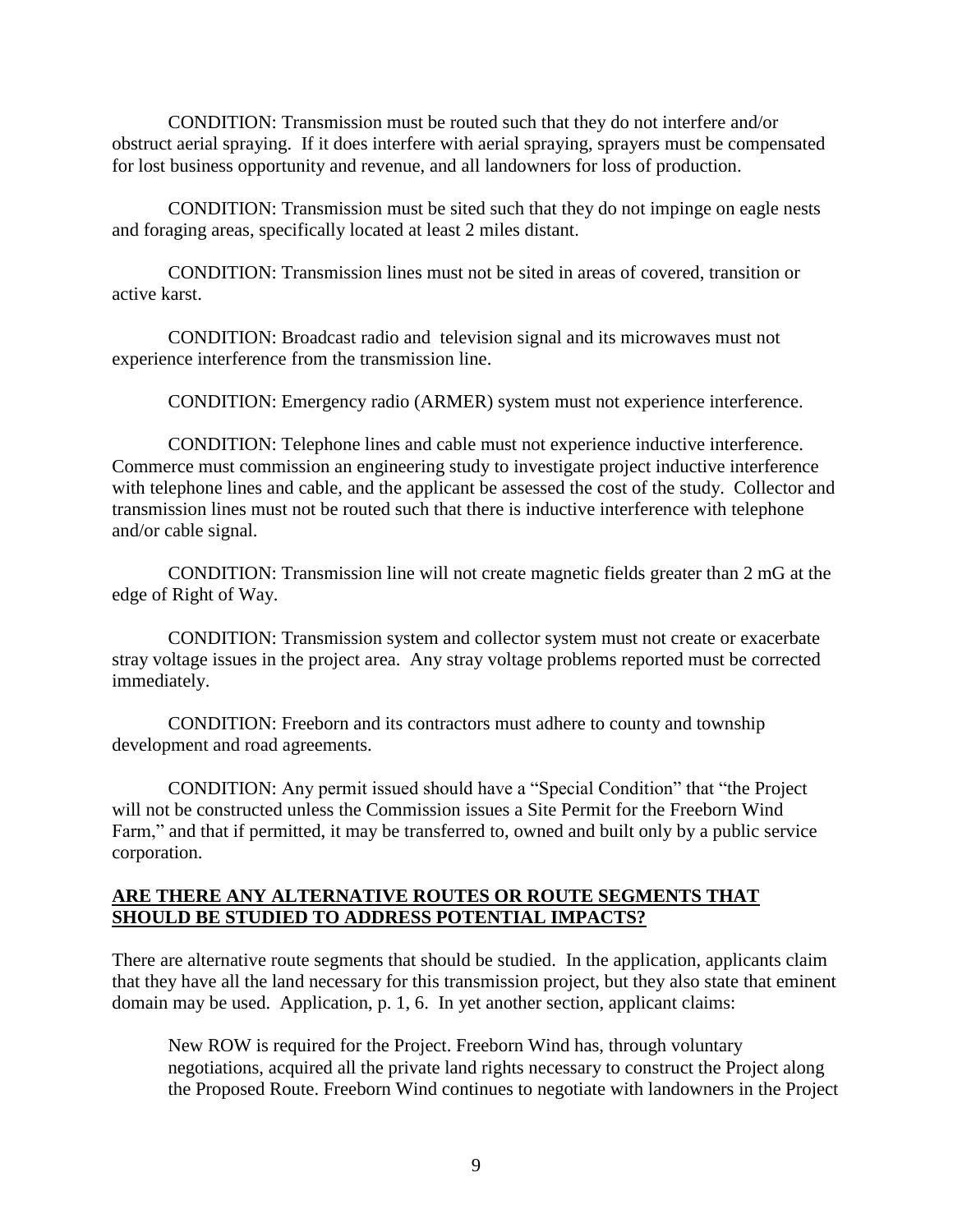CONDITION: Transmission must be routed such that they do not interfere and/or obstruct aerial spraying. If it does interfere with aerial spraying, sprayers must be compensated for lost business opportunity and revenue, and all landowners for loss of production.

CONDITION: Transmission must be sited such that they do not impinge on eagle nests and foraging areas, specifically located at least 2 miles distant.

CONDITION: Transmission lines must not be sited in areas of covered, transition or active karst.

CONDITION: Broadcast radio and television signal and its microwaves must not experience interference from the transmission line.

CONDITION: Emergency radio (ARMER) system must not experience interference.

CONDITION: Telephone lines and cable must not experience inductive interference. Commerce must commission an engineering study to investigate project inductive interference with telephone lines and cable, and the applicant be assessed the cost of the study. Collector and transmission lines must not be routed such that there is inductive interference with telephone and/or cable signal.

CONDITION: Transmission line will not create magnetic fields greater than 2 mG at the edge of Right of Way.

CONDITION: Transmission system and collector system must not create or exacerbate stray voltage issues in the project area. Any stray voltage problems reported must be corrected immediately.

CONDITION: Freeborn and its contractors must adhere to county and township development and road agreements.

CONDITION: Any permit issued should have a "Special Condition" that "the Project will not be constructed unless the Commission issues a Site Permit for the Freeborn Wind Farm," and that if permitted, it may be transferred to, owned and built only by a public service corporation.

**ARE THERE ANY ALTERNATIVE ROUTES OR ROUTE SEGMENTS THAT SHOULD BE STUDIED TO ADDRESS POTENTIAL IMPACTS?**

There are alternative route segments that should be studied. In the application, applicants claim that they have all the land necessary for this transmission project, but they also state that eminent domain may be used. Application, p. 1, 6. In yet another section, applicant claims:

> New ROW is required for the Project. Freeborn Wind has, through voluntary negotiations, acquired all the private land rights necessary to construct the Project along the Proposed Route. Freeborn Wind continues to negotiate with landowners in the Project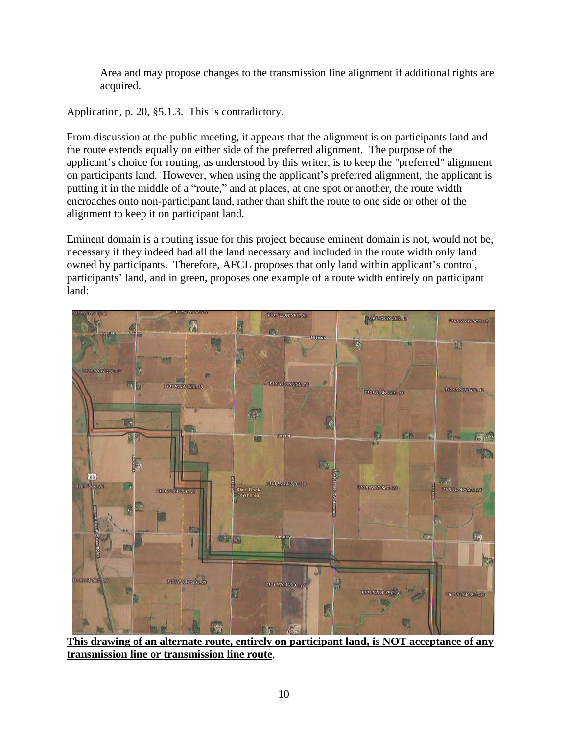Area and may propose changes to the transmission line alignment if additional rights are acquired.

Application, p. 20, §5.1.3. This is contradictory.

From discussion at the public meeting, it appears that the alignment is on participants land and the route extends equally on either side of the preferred alignment. The purpose of the applicant's choice for routing, as understood by this writer, is to keep the "preferred" alignment on participants land. However, when using the applicant's preferred alignment, the applicant is putting it in the middle of a "route," and at places, at one spot or another, the route width encroaches onto non-participant land, rather than shift the route to one side or other of the alignment to keep it on participant land.

Eminent domain is a routing issue for this project because eminent domain is not, would not be, necessary if they indeed had all the land necessary and included in the route width only land owned by participants. Therefore, AFCL proposes that only land within applicant's control, participants' land, and in green, proposes one example of a route width entirely on participant land:

**<u>This drawing of an alternate route, entirely on participant land, is NOT acceptance of any transmission line or transmission line route</u>**,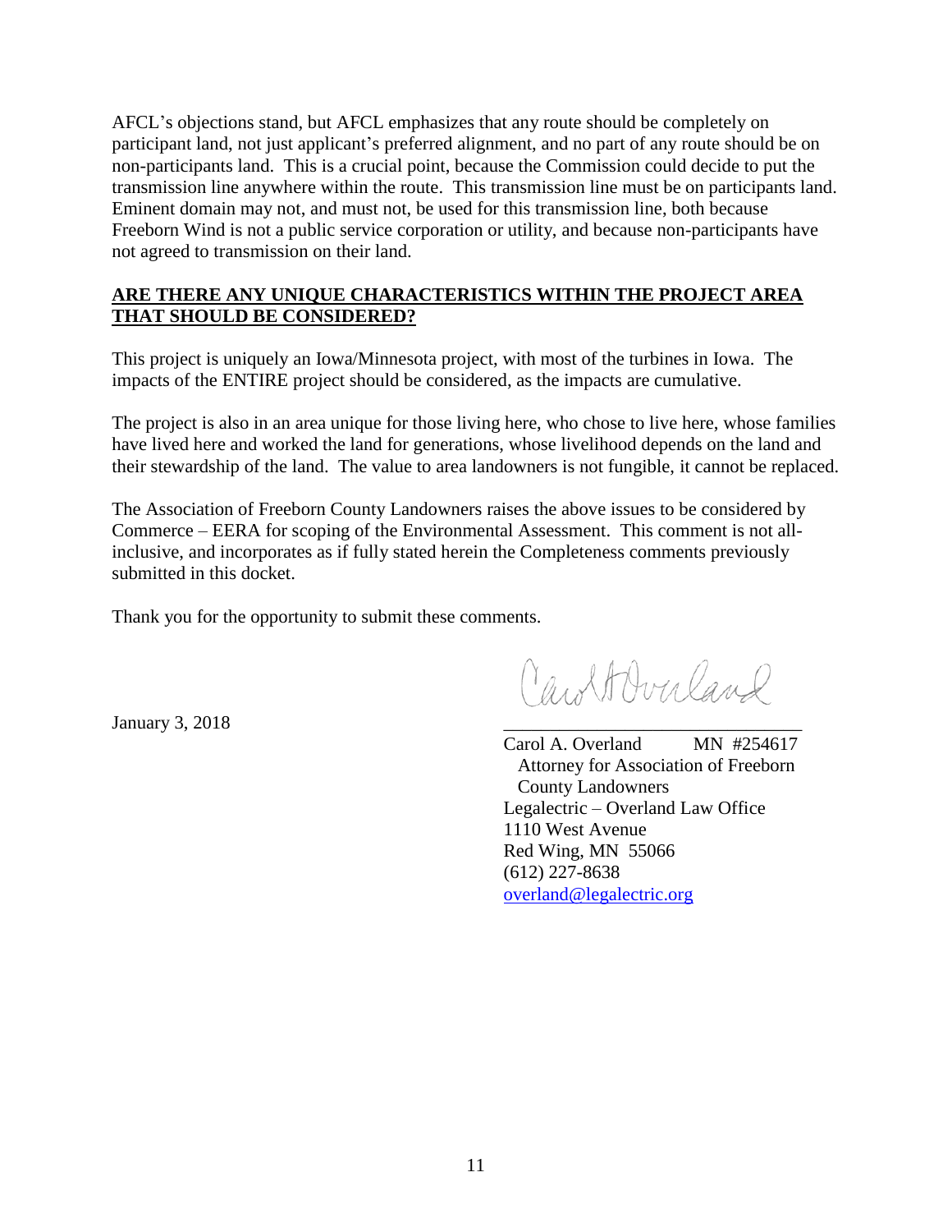AFCL's objections stand, but AFCL emphasizes that any route should be completely on participant land, not just applicant's preferred alignment, and no part of any route should be on non-participants land. This is a crucial point, because the Commission could decide to put the transmission line anywhere within the route. This transmission line must be on participants land. Eminent domain may not, and must not, be used for this transmission line, both because Freeborn Wind is not a public service corporation or utility, and because non-participants have not agreed to transmission on their land.

**ARE THERE ANY UNIQUE CHARACTERISTICS WITHIN THE PROJECT AREA THAT SHOULD BE CONSIDERED?**

This project is uniquely an Iowa/Minnesota project, with most of the turbines in Iowa. The impacts of the ENTIRE project should be considered, as the impacts are cumulative.

The project is also in an area unique for those living here, who chose to live here, whose families have lived here and worked the land for generations, whose livelihood depends on the land and their stewardship of the land. The value to area landowners is not fungible, it cannot be replaced.

The Association of Freeborn County Landowners raises the above issues to be considered by Commerce – EERA for scoping of the Environmental Assessment. This comment is not all-inclusive, and incorporates as if fully stated herein the Completeness comments previously submitted in this docket.

Thank you for the opportunity to submit these comments.

January 3, 2018

Carol A. Overland

\_\_\_\_\_\_\_\_\_\_\_\_\_\_\_\_\_\_\_\_\_\_\_\_\_\_\_\_\_\_\_\_

Carol A. Overland MN #254617
Attorney for Association of Freeborn County Landowners
Legalectric – Overland Law Office
1110 West Avenue
Red Wing, MN 55066
(612) 227-8638
overland@legalectric.org